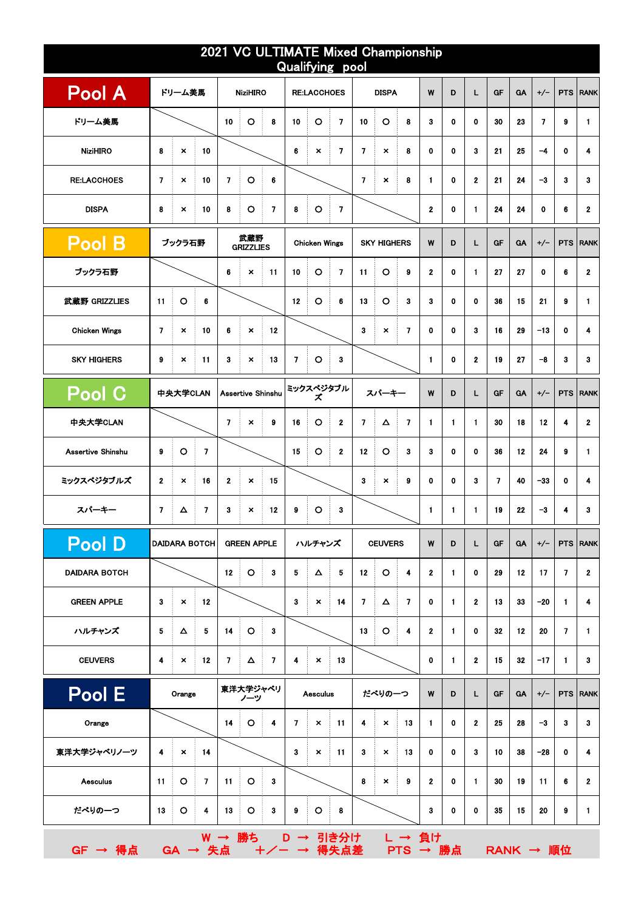# 2021 VC ULTIMATE Mixed Championship
## Qualifying pool

| Pool A | ドリーム美馬 | | | NiziHIRO | | | RE:LACCHOES | | | DISPA | | | W | D | L | GF | GA | +/− | PTS | RANK |
|---|---|---|---|---|---|---|---|---|---|---|---|---|---|---|---|---|---|---|---|---|
| ドリーム美馬 | | | | 10 | ○ | 8 | 10 | ○ | 7 | 10 | ○ | 8 | 3 | 0 | 0 | 30 | 23 | 7 | 9 | 1 |
| NiziHIRO | 8 | × | 10 | | | | 6 | × | 7 | 7 | × | 8 | 0 | 0 | 3 | 21 | 25 | −4 | 0 | 4 |
| RE:LACCHOES | 7 | × | 10 | 7 | ○ | 6 | | | | 7 | × | 8 | 1 | 0 | 2 | 21 | 24 | −3 | 3 | 3 |
| DISPA | 8 | × | 10 | 8 | ○ | 7 | 8 | ○ | 7 | | | | 2 | 0 | 1 | 24 | 24 | 0 | 6 | 2 |

| Pool B | ブックラ石野 | | | 武蔵野 GRIZZLIES | | | Chicken Wings | | | SKY HIGHERS | | | W | D | L | GF | GA | +/− | PTS | RANK |
|---|---|---|---|---|---|---|---|---|---|---|---|---|---|---|---|---|---|---|---|---|
| ブックラ石野 | | | | 6 | × | 11 | 10 | ○ | 7 | 11 | ○ | 9 | 2 | 0 | 1 | 27 | 27 | 0 | 6 | 2 |
| 武蔵野 GRIZZLIES | 11 | ○ | 6 | | | | 12 | ○ | 6 | 13 | ○ | 3 | 3 | 0 | 0 | 36 | 15 | 21 | 9 | 1 |
| Chicken Wings | 7 | × | 10 | 6 | × | 12 | | | | 3 | × | 7 | 0 | 0 | 3 | 16 | 29 | −13 | 0 | 4 |
| SKY HIGHERS | 9 | × | 11 | 3 | × | 13 | 7 | ○ | 3 | | | | 1 | 0 | 2 | 19 | 27 | −8 | 3 | 3 |

| Pool C | 中央大学CLAN | | | Assertive Shinshu | | | ミックスベジタブルズ | | | スパーキー | | | W | D | L | GF | GA | +/− | PTS | RANK |
|---|---|---|---|---|---|---|---|---|---|---|---|---|---|---|---|---|---|---|---|---|
| 中央大学CLAN | | | | 7 | × | 9 | 16 | ○ | 2 | 7 | △ | 7 | 1 | 1 | 1 | 30 | 18 | 12 | 4 | 2 |
| Assertive Shinshu | 9 | ○ | 7 | | | | 15 | ○ | 2 | 12 | ○ | 3 | 3 | 0 | 0 | 36 | 12 | 24 | 9 | 1 |
| ミックスベジタブルズ | 2 | × | 16 | 2 | × | 15 | | | | 3 | × | 9 | 0 | 0 | 3 | 7 | 40 | −33 | 0 | 4 |
| スパーキー | 7 | △ | 7 | 3 | × | 12 | 9 | ○ | 3 | | | | 1 | 1 | 1 | 19 | 22 | −3 | 4 | 3 |

| Pool D | DAIDARA BOTCH | | | GREEN APPLE | | | ハルチャンズ | | | CEUVERS | | | W | D | L | GF | GA | +/− | PTS | RANK |
|---|---|---|---|---|---|---|---|---|---|---|---|---|---|---|---|---|---|---|---|---|
| DAIDARA BOTCH | | | | 12 | ○ | 3 | 5 | △ | 5 | 12 | ○ | 4 | 2 | 1 | 0 | 29 | 12 | 17 | 7 | 2 |
| GREEN APPLE | 3 | × | 12 | | | | 3 | × | 14 | 7 | △ | 7 | 0 | 1 | 2 | 13 | 33 | −20 | 1 | 4 |
| ハルチャンズ | 5 | △ | 5 | 14 | ○ | 3 | | | | 13 | ○ | 4 | 2 | 1 | 0 | 32 | 12 | 20 | 7 | 1 |
| CEUVERS | 4 | × | 12 | 7 | △ | 7 | 4 | × | 13 | | | | 0 | 1 | 2 | 15 | 32 | −17 | 1 | 3 |

| Pool E | Orange | | | 東洋大学ジャベリノーツ | | | Aesculus | | | だべりの一つ | | | W | D | L | GF | GA | +/− | PTS | RANK |
|---|---|---|---|---|---|---|---|---|---|---|---|---|---|---|---|---|---|---|---|---|
| Orange | | | | 14 | ○ | 4 | 7 | × | 11 | 4 | × | 13 | 1 | 0 | 2 | 25 | 28 | −3 | 3 | 3 |
| 東洋大学ジャベリノーツ | 4 | × | 14 | | | | 3 | × | 11 | 3 | × | 13 | 0 | 0 | 3 | 10 | 38 | −28 | 0 | 4 |
| Aesculus | 11 | ○ | 7 | 11 | ○ | 3 | | | | 8 | × | 9 | 2 | 0 | 1 | 30 | 19 | 11 | 6 | 2 |
| だべりの一つ | 13 | ○ | 4 | 13 | ○ | 3 | 9 | ○ | 8 | | | | 3 | 0 | 0 | 35 | 15 | 20 | 9 | 1 |

W → 勝ち　D → 引き分け　L → 負け
GF → 得点　GA → 失点　＋／ー → 得失点差　PTS → 勝点　RANK → 順位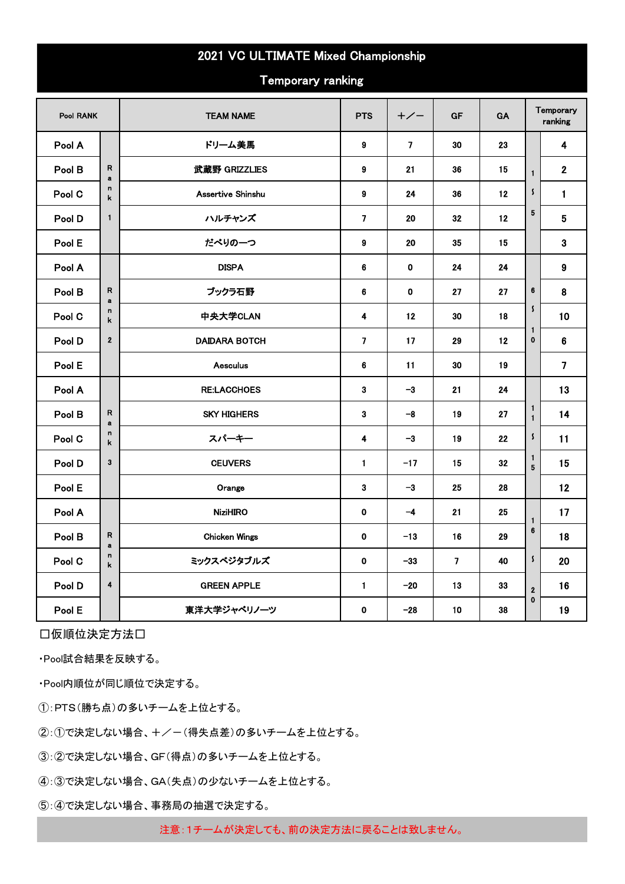# 2021 VC ULTIMATE Mixed Championship

## Temporary ranking

| Pool RANK | | TEAM NAME | PTS | +／− | GF | GA | | Temporary ranking |
|---|---|---|---|---|---|---|---|---|
| Pool A | Rank 1 | ドリーム美馬 | 9 | 7 | 30 | 23 | 1～5 | 4 |
| Pool B | | 武蔵野 GRIZZLIES | 9 | 21 | 36 | 15 | | 2 |
| Pool C | | Assertive Shinshu | 9 | 24 | 36 | 12 | | 1 |
| Pool D | | ハルチャンズ | 7 | 20 | 32 | 12 | | 5 |
| Pool E | | だべりの一つ | 9 | 20 | 35 | 15 | | 3 |
| Pool A | Rank 2 | DISPA | 6 | 0 | 24 | 24 | 6～10 | 9 |
| Pool B | | ブックラ石野 | 6 | 0 | 27 | 27 | | 8 |
| Pool C | | 中央大学CLAN | 4 | 12 | 30 | 18 | | 10 |
| Pool D | | DAIDARA BOTCH | 7 | 17 | 29 | 12 | | 6 |
| Pool E | | Aesculus | 6 | 11 | 30 | 19 | | 7 |
| Pool A | Rank 3 | RE:LACCHOES | 3 | −3 | 21 | 24 | 11～15 | 13 |
| Pool B | | SKY HIGHERS | 3 | −8 | 19 | 27 | | 14 |
| Pool C | | スパーキー | 4 | −3 | 19 | 22 | | 11 |
| Pool D | | CEUVERS | 1 | −17 | 15 | 32 | | 15 |
| Pool E | | Orange | 3 | −3 | 25 | 28 | | 12 |
| Pool A | Rank 4 | NiziHIRO | 0 | −4 | 21 | 25 | 16～20 | 17 |
| Pool B | | Chicken Wings | 0 | −13 | 16 | 29 | | 18 |
| Pool C | | ミックスベジタブルズ | 0 | −33 | 7 | 40 | | 20 |
| Pool D | | GREEN APPLE | 1 | −20 | 13 | 33 | | 16 |
| Pool E | | 東洋大学ジャベリノーツ | 0 | −28 | 10 | 38 | | 19 |

□仮順位決定方法□

・Pool試合結果を反映する。

・Pool内順位が同じ順位で決定する。

①：PTS（勝ち点）の多いチームを上位とする。

②：①で決定しない場合、＋／－（得失点差）の多いチームを上位とする。

③：②で決定しない場合、GF（得点）の多いチームを上位とする。

④：③で決定しない場合、GA（失点）の少ないチームを上位とする。

⑤：④で決定しない場合、事務局の抽選で決定する。

注意：1チームが決定しても、前の決定方法に戻ることは致しません。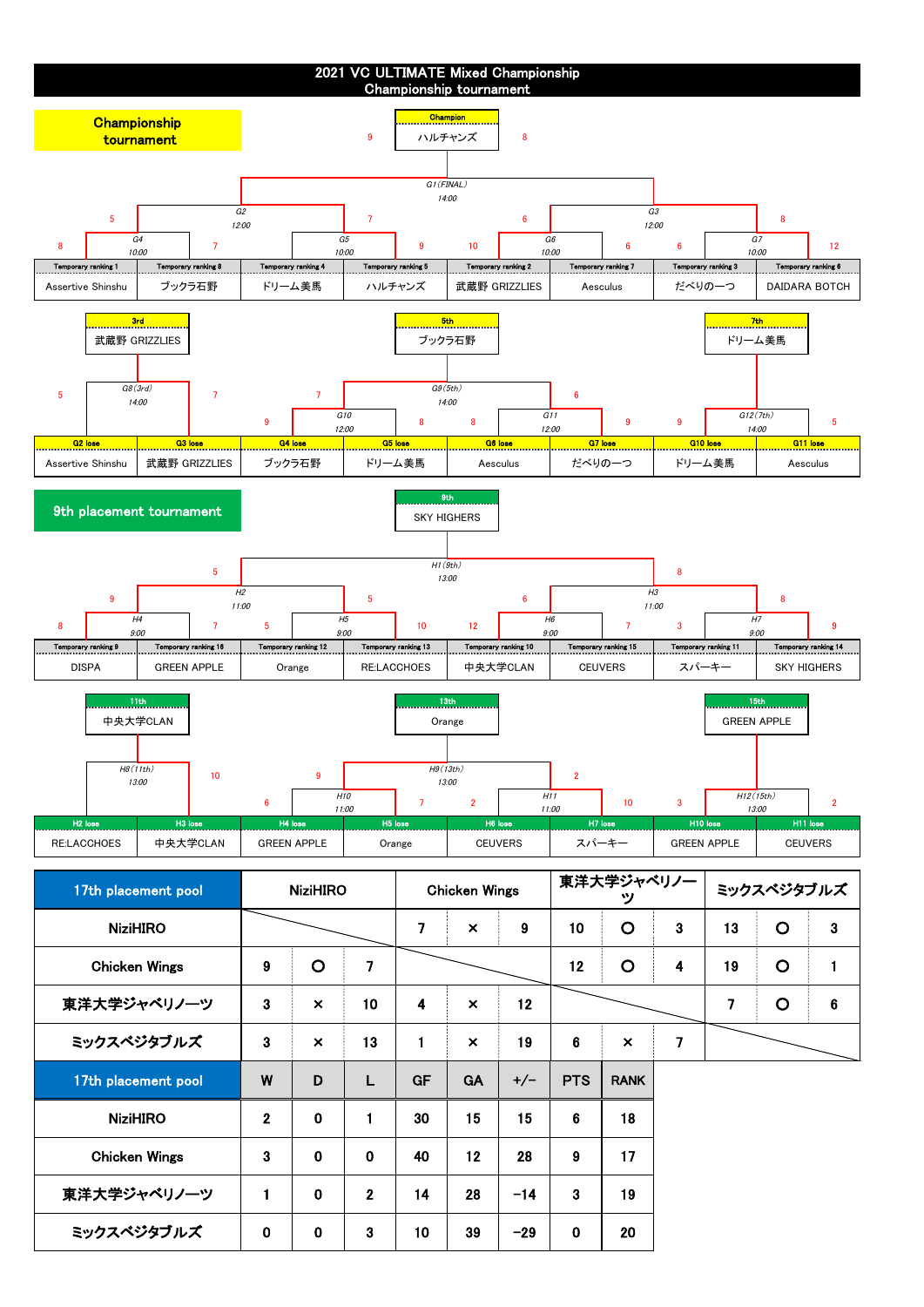# 2021 VC ULTIMATE Mixed Championship
## Championship tournament

### Championship tournament

**Champion: ハルチャンズ**

G1 (FINAL) 14:00 — 9 : 8

| Match | Time | Team A | Score | Team B |
|---|---|---|---|---|
| G4 | 10:00 | Assertive Shinshu (Temporary ranking 1) | 8 - 7 | ブックラ石野 (Temporary ranking 8) |
| G5 | 10:00 | ドリーム美馬 (Temporary ranking 4) | 7 - 9 | ハルチャンズ (Temporary ranking 5) |
| G6 | 10:00 | 武蔵野 GRIZZLIES (Temporary ranking 2) | 10 - 6 | Aesculus (Temporary ranking 7) |
| G7 | 10:00 | だべりの一つ (Temporary ranking 3) | 6 - 12 | DAIDARA BOTCH (Temporary ranking 6) |
| G2 | 12:00 | G4 winner | 5 - 7 | G5 winner |
| G3 | 12:00 | G6 winner | 6 - 8 | G7 winner |
| G1 (FINAL) | 14:00 | G2 winner | 9 - 8 | G3 winner |

**3rd: 武蔵野 GRIZZLIES**
**5th: ブックラ石野**
**7th: ドリーム美馬**

| Match | Time | Team A | Score | Team B |
|---|---|---|---|---|
| G8 (3rd) | 14:00 | Assertive Shinshu (G2 lose) | 5 - 7 | 武蔵野 GRIZZLIES (G3 lose) |
| G10 | 12:00 | ブックラ石野 (G4 lose) | 9 - 8 | ドリーム美馬 (G5 lose) |
| G11 | 12:00 | Aesculus (G6 lose) | 8 - 9 | だべりの一つ (G7 lose) |
| G9 (5th) | 14:00 | G10 winner | 7 - 6 | G11 winner |
| G12 (7th) | 14:00 | ドリーム美馬 (G10 lose) | 9 - 5 | Aesculus (G11 lose) |

### 9th placement tournament

**9th: SKY HIGHERS**

| Match | Time | Team A | Score | Team B |
|---|---|---|---|---|
| H4 | 9:00 | DISPA (Temporary ranking 9) | 8 - 7 | GREEN APPLE (Temporary ranking 16) |
| H5 | 9:00 | Orange (Temporary ranking 12) | 5 - 10 | RE:LACCHOES (Temporary ranking 13) |
| H6 | 9:00 | 中央大学CLAN (Temporary ranking 10) | 12 - 7 | CEUVERS (Temporary ranking 15) |
| H7 | 9:00 | スパーキー (Temporary ranking 11) | 3 - 9 | SKY HIGHERS (Temporary ranking 14) |
| H2 | 11:00 | H4 winner | 9 - 5 | H5 winner |
| H3 | 11:00 | H6 winner | 6 - 8 | H7 winner |
| H1 (9th) | 13:00 | H2 winner | 5 - 8 | H3 winner |

**11th: 中央大学CLAN**
**13th: Orange**
**15th: GREEN APPLE**

| Match | Time | Team A | Score | Team B |
|---|---|---|---|---|
| H8 (11th) | 13:00 | RE:LACCHOES (H2 lose) | - 10 | 中央大学CLAN (H3 lose) |
| H10 | 11:00 | GREEN APPLE (H4 lose) | 6 - 7 | Orange (H5 lose) |
| H11 | 11:00 | CEUVERS (H6 lose) | 2 - 10 | スパーキー (H7 lose) |
| H9 (13th) | 13:00 | H10 winner | 9 - 2 | H11 winner |
| H12 (15th) | 13:00 | GREEN APPLE (H10 lose) | 3 - 2 | CEUVERS (H11 lose) |

### 17th placement pool

| 17th placement pool | NiziHIRO | | | Chicken Wings | | | 東洋大学ジャベリノーツ | | | ミックスベジタブルズ | | |
|---|---|---|---|---|---|---|---|---|---|---|---|---|
| NiziHIRO | | | | 7 | × | 9 | 10 | ○ | 3 | 13 | ○ | 3 |
| Chicken Wings | 9 | ○ | 7 | | | | 12 | ○ | 4 | 19 | ○ | 1 |
| 東洋大学ジャベリノーツ | 3 | × | 10 | 4 | × | 12 | | | | 7 | ○ | 6 |
| ミックスベジタブルズ | 3 | × | 13 | 1 | × | 19 | 6 | × | 7 | | | |

| 17th placement pool | W | D | L | GF | GA | +/− | PTS | RANK |
|---|---|---|---|---|---|---|---|---|
| NiziHIRO | 2 | 0 | 1 | 30 | 15 | 15 | 6 | 18 |
| Chicken Wings | 3 | 0 | 0 | 40 | 12 | 28 | 9 | 17 |
| 東洋大学ジャベリノーツ | 1 | 0 | 2 | 14 | 28 | −14 | 3 | 19 |
| ミックスベジタブルズ | 0 | 0 | 3 | 10 | 39 | −29 | 0 | 20 |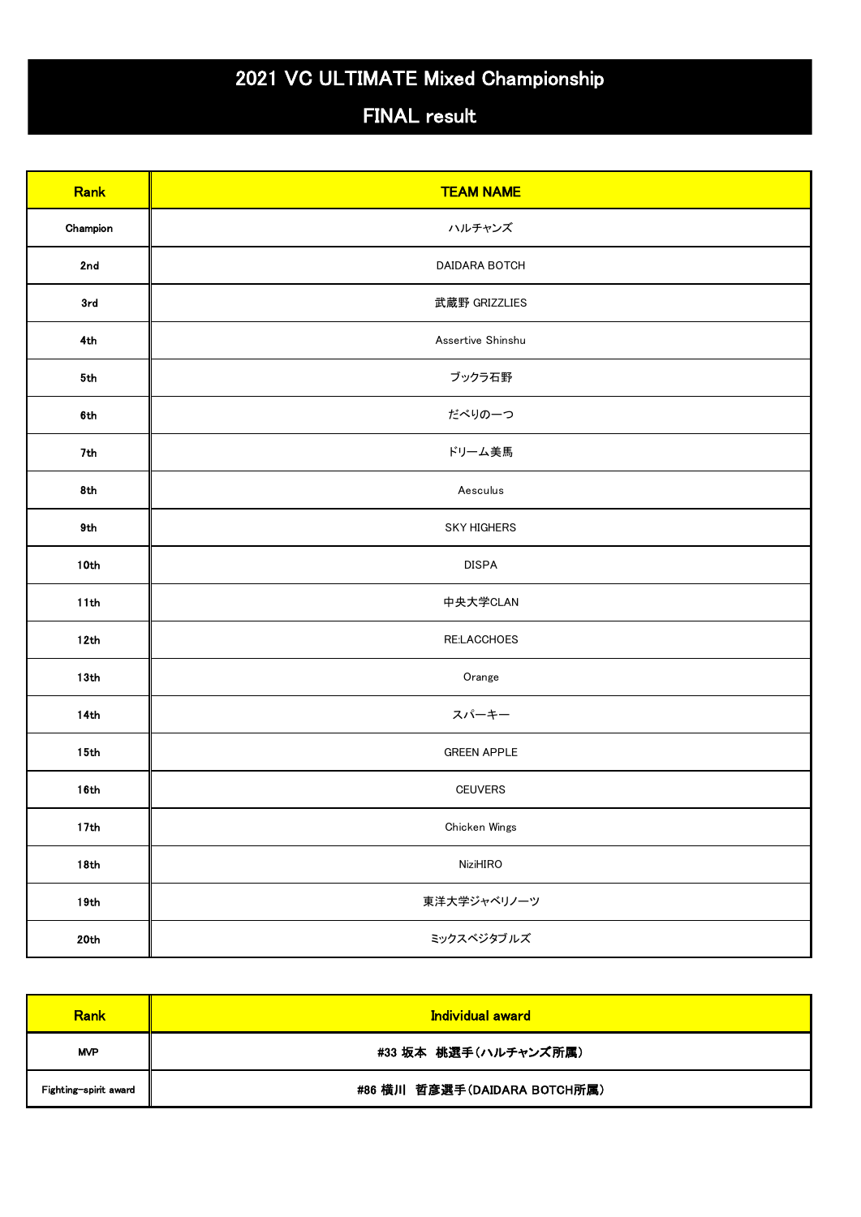# 2021 VC ULTIMATE Mixed Championship

## FINAL result

| Rank | TEAM NAME |
|---|---|
| Champion | ハルチャンズ |
| 2nd | DAIDARA BOTCH |
| 3rd | 武蔵野 GRIZZLIES |
| 4th | Assertive Shinshu |
| 5th | ブックラ石野 |
| 6th | だべりの一つ |
| 7th | ドリーム美馬 |
| 8th | Aesculus |
| 9th | SKY HIGHERS |
| 10th | DISPA |
| 11th | 中央大学CLAN |
| 12th | RE:LACCHOES |
| 13th | Orange |
| 14th | スパーキー |
| 15th | GREEN APPLE |
| 16th | CEUVERS |
| 17th | Chicken Wings |
| 18th | NiziHIRO |
| 19th | 東洋大学ジャベリノーツ |
| 20th | ミックスベジタブルズ |

| Rank | Individual award |
|---|---|
| MVP | **#33 坂本　桃選手（ハルチャンズ所属）** |
| Fighting-spirit award | **#86 横川　哲彦選手（DAIDARA BOTCH所属）** |